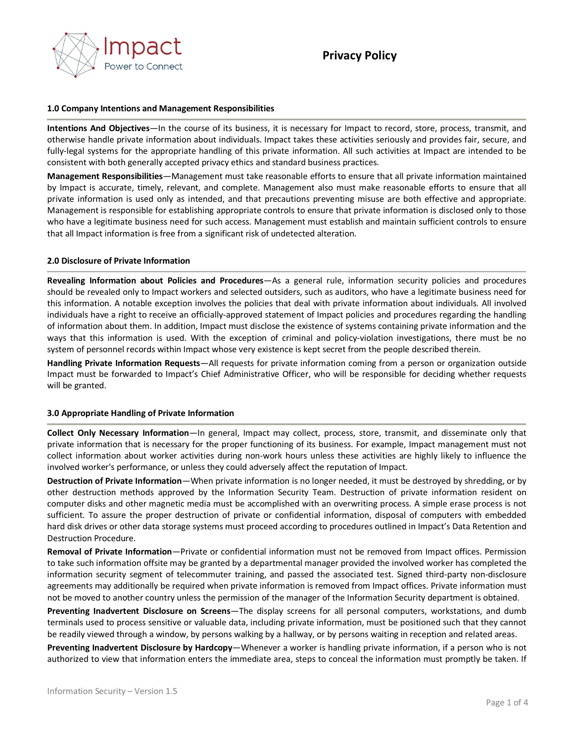Impact
Power to Connect

# Privacy Policy

## 1.0 Company Intentions and Management Responsibilities

**Intentions And Objectives**—In the course of its business, it is necessary for Impact to record, store, process, transmit, and otherwise handle private information about individuals. Impact takes these activities seriously and provides fair, secure, and fully-legal systems for the appropriate handling of this private information. All such activities at Impact are intended to be consistent with both generally accepted privacy ethics and standard business practices.

**Management Responsibilities**—Management must take reasonable efforts to ensure that all private information maintained by Impact is accurate, timely, relevant, and complete. Management also must make reasonable efforts to ensure that all private information is used only as intended, and that precautions preventing misuse are both effective and appropriate. Management is responsible for establishing appropriate controls to ensure that private information is disclosed only to those who have a legitimate business need for such access. Management must establish and maintain sufficient controls to ensure that all Impact information is free from a significant risk of undetected alteration.

## 2.0 Disclosure of Private Information

**Revealing Information about Policies and Procedures**—As a general rule, information security policies and procedures should be revealed only to Impact workers and selected outsiders, such as auditors, who have a legitimate business need for this information. A notable exception involves the policies that deal with private information about individuals. All involved individuals have a right to receive an officially-approved statement of Impact policies and procedures regarding the handling of information about them. In addition, Impact must disclose the existence of systems containing private information and the ways that this information is used. With the exception of criminal and policy-violation investigations, there must be no system of personnel records within Impact whose very existence is kept secret from the people described therein.

**Handling Private Information Requests**—All requests for private information coming from a person or organization outside Impact must be forwarded to Impact's Chief Administrative Officer, who will be responsible for deciding whether requests will be granted.

## 3.0 Appropriate Handling of Private Information

**Collect Only Necessary Information**—In general, Impact may collect, process, store, transmit, and disseminate only that private information that is necessary for the proper functioning of its business. For example, Impact management must not collect information about worker activities during non-work hours unless these activities are highly likely to influence the involved worker's performance, or unless they could adversely affect the reputation of Impact.

**Destruction of Private Information**—When private information is no longer needed, it must be destroyed by shredding, or by other destruction methods approved by the Information Security Team. Destruction of private information resident on computer disks and other magnetic media must be accomplished with an overwriting process. A simple erase process is not sufficient. To assure the proper destruction of private or confidential information, disposal of computers with embedded hard disk drives or other data storage systems must proceed according to procedures outlined in Impact's Data Retention and Destruction Procedure.

**Removal of Private Information**—Private or confidential information must not be removed from Impact offices. Permission to take such information offsite may be granted by a departmental manager provided the involved worker has completed the information security segment of telecommuter training, and passed the associated test. Signed third-party non-disclosure agreements may additionally be required when private information is removed from Impact offices. Private information must not be moved to another country unless the permission of the manager of the Information Security department is obtained.

**Preventing Inadvertent Disclosure on Screens**—The display screens for all personal computers, workstations, and dumb terminals used to process sensitive or valuable data, including private information, must be positioned such that they cannot be readily viewed through a window, by persons walking by a hallway, or by persons waiting in reception and related areas.

**Preventing Inadvertent Disclosure by Hardcopy**—Whenever a worker is handling private information, if a person who is not authorized to view that information enters the immediate area, steps to conceal the information must promptly be taken. If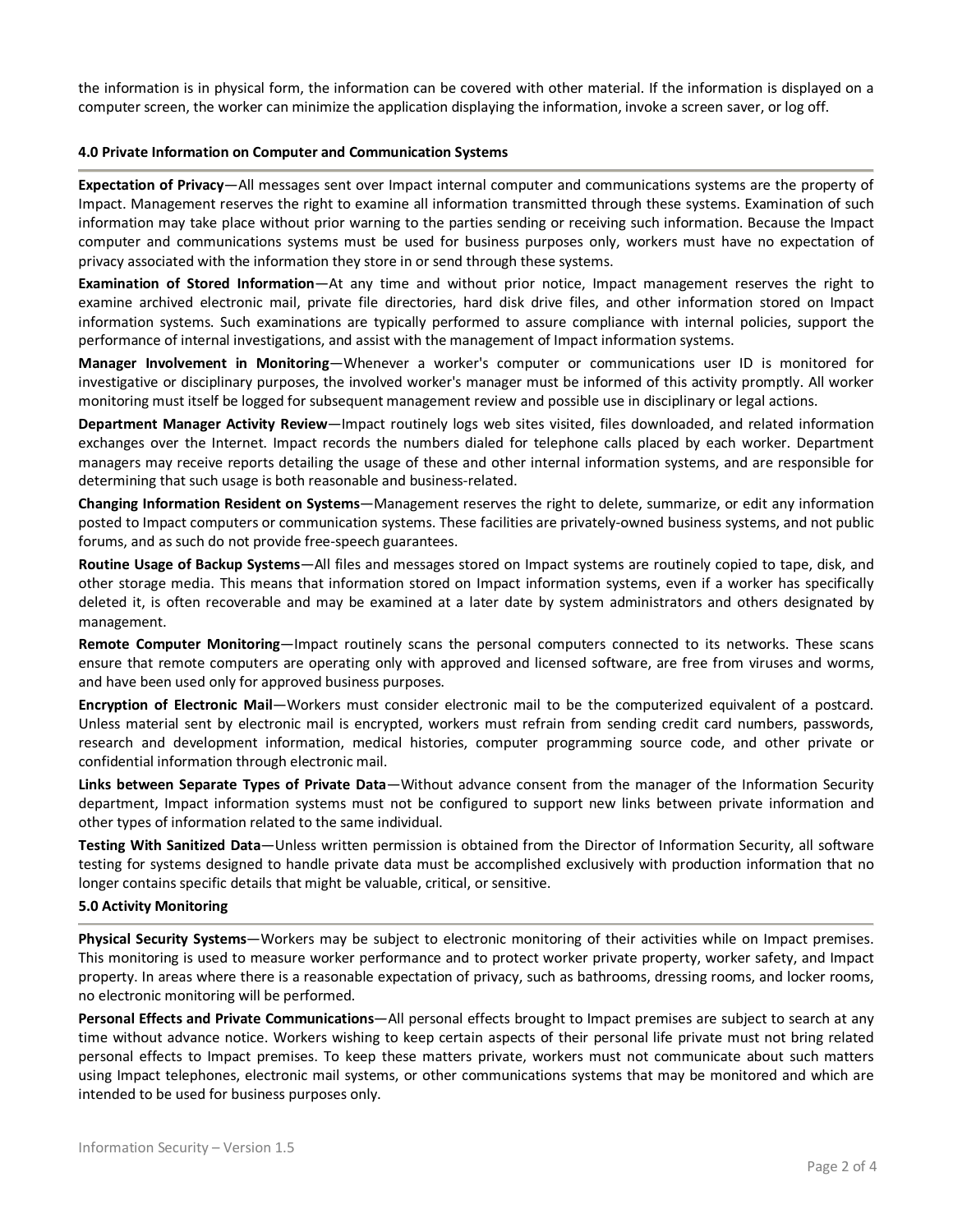the information is in physical form, the information can be covered with other material. If the information is displayed on a computer screen, the worker can minimize the application displaying the information, invoke a screen saver, or log off.

### 4.0 Private Information on Computer and Communication Systems

**Expectation of Privacy**—All messages sent over Impact internal computer and communications systems are the property of Impact. Management reserves the right to examine all information transmitted through these systems. Examination of such information may take place without prior warning to the parties sending or receiving such information. Because the Impact computer and communications systems must be used for business purposes only, workers must have no expectation of privacy associated with the information they store in or send through these systems.

**Examination of Stored Information**—At any time and without prior notice, Impact management reserves the right to examine archived electronic mail, private file directories, hard disk drive files, and other information stored on Impact information systems. Such examinations are typically performed to assure compliance with internal policies, support the performance of internal investigations, and assist with the management of Impact information systems.

**Manager Involvement in Monitoring**—Whenever a worker's computer or communications user ID is monitored for investigative or disciplinary purposes, the involved worker's manager must be informed of this activity promptly. All worker monitoring must itself be logged for subsequent management review and possible use in disciplinary or legal actions.

**Department Manager Activity Review**—Impact routinely logs web sites visited, files downloaded, and related information exchanges over the Internet. Impact records the numbers dialed for telephone calls placed by each worker. Department managers may receive reports detailing the usage of these and other internal information systems, and are responsible for determining that such usage is both reasonable and business-related.

**Changing Information Resident on Systems**—Management reserves the right to delete, summarize, or edit any information posted to Impact computers or communication systems. These facilities are privately-owned business systems, and not public forums, and as such do not provide free-speech guarantees.

**Routine Usage of Backup Systems**—All files and messages stored on Impact systems are routinely copied to tape, disk, and other storage media. This means that information stored on Impact information systems, even if a worker has specifically deleted it, is often recoverable and may be examined at a later date by system administrators and others designated by management.

**Remote Computer Monitoring**—Impact routinely scans the personal computers connected to its networks. These scans ensure that remote computers are operating only with approved and licensed software, are free from viruses and worms, and have been used only for approved business purposes.

**Encryption of Electronic Mail**—Workers must consider electronic mail to be the computerized equivalent of a postcard. Unless material sent by electronic mail is encrypted, workers must refrain from sending credit card numbers, passwords, research and development information, medical histories, computer programming source code, and other private or confidential information through electronic mail.

**Links between Separate Types of Private Data**—Without advance consent from the manager of the Information Security department, Impact information systems must not be configured to support new links between private information and other types of information related to the same individual.

**Testing With Sanitized Data**—Unless written permission is obtained from the Director of Information Security, all software testing for systems designed to handle private data must be accomplished exclusively with production information that no longer contains specific details that might be valuable, critical, or sensitive.

### 5.0 Activity Monitoring

**Physical Security Systems**—Workers may be subject to electronic monitoring of their activities while on Impact premises. This monitoring is used to measure worker performance and to protect worker private property, worker safety, and Impact property. In areas where there is a reasonable expectation of privacy, such as bathrooms, dressing rooms, and locker rooms, no electronic monitoring will be performed.

**Personal Effects and Private Communications**—All personal effects brought to Impact premises are subject to search at any time without advance notice. Workers wishing to keep certain aspects of their personal life private must not bring related personal effects to Impact premises. To keep these matters private, workers must not communicate about such matters using Impact telephones, electronic mail systems, or other communications systems that may be monitored and which are intended to be used for business purposes only.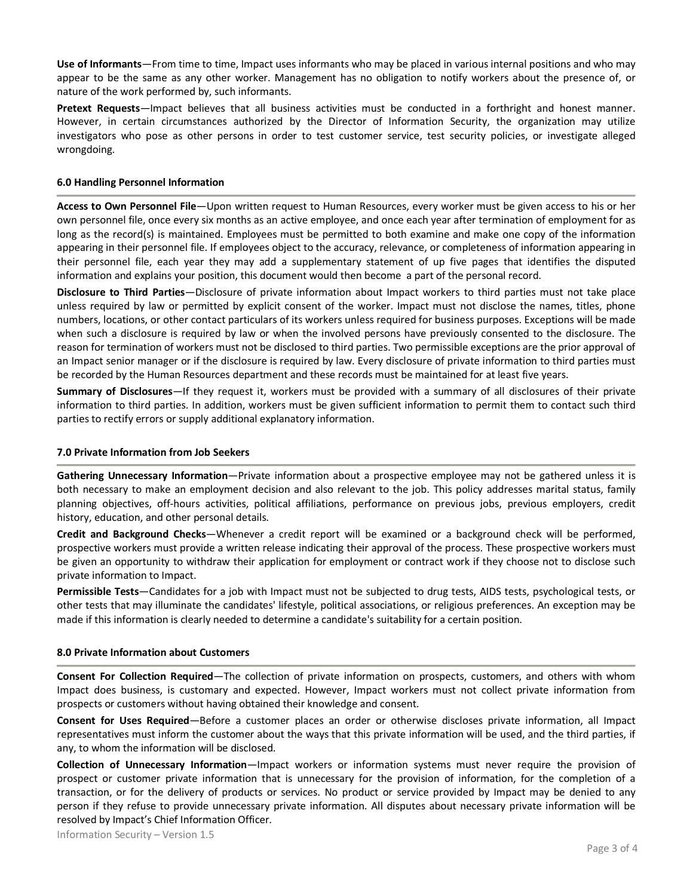**Use of Informants**—From time to time, Impact uses informants who may be placed in various internal positions and who may appear to be the same as any other worker. Management has no obligation to notify workers about the presence of, or nature of the work performed by, such informants.

**Pretext Requests**—Impact believes that all business activities must be conducted in a forthright and honest manner. However, in certain circumstances authorized by the Director of Information Security, the organization may utilize investigators who pose as other persons in order to test customer service, test security policies, or investigate alleged wrongdoing.

## 6.0 Handling Personnel Information

**Access to Own Personnel File**—Upon written request to Human Resources, every worker must be given access to his or her own personnel file, once every six months as an active employee, and once each year after termination of employment for as long as the record(s) is maintained. Employees must be permitted to both examine and make one copy of the information appearing in their personnel file. If employees object to the accuracy, relevance, or completeness of information appearing in their personnel file, each year they may add a supplementary statement of up five pages that identifies the disputed information and explains your position, this document would then become a part of the personal record.

**Disclosure to Third Parties**—Disclosure of private information about Impact workers to third parties must not take place unless required by law or permitted by explicit consent of the worker. Impact must not disclose the names, titles, phone numbers, locations, or other contact particulars of its workers unless required for business purposes. Exceptions will be made when such a disclosure is required by law or when the involved persons have previously consented to the disclosure. The reason for termination of workers must not be disclosed to third parties. Two permissible exceptions are the prior approval of an Impact senior manager or if the disclosure is required by law. Every disclosure of private information to third parties must be recorded by the Human Resources department and these records must be maintained for at least five years.

**Summary of Disclosures**—If they request it, workers must be provided with a summary of all disclosures of their private information to third parties. In addition, workers must be given sufficient information to permit them to contact such third parties to rectify errors or supply additional explanatory information.

## 7.0 Private Information from Job Seekers

**Gathering Unnecessary Information**—Private information about a prospective employee may not be gathered unless it is both necessary to make an employment decision and also relevant to the job. This policy addresses marital status, family planning objectives, off-hours activities, political affiliations, performance on previous jobs, previous employers, credit history, education, and other personal details.

**Credit and Background Checks**—Whenever a credit report will be examined or a background check will be performed, prospective workers must provide a written release indicating their approval of the process. These prospective workers must be given an opportunity to withdraw their application for employment or contract work if they choose not to disclose such private information to Impact.

**Permissible Tests**—Candidates for a job with Impact must not be subjected to drug tests, AIDS tests, psychological tests, or other tests that may illuminate the candidates' lifestyle, political associations, or religious preferences. An exception may be made if this information is clearly needed to determine a candidate's suitability for a certain position.

## 8.0 Private Information about Customers

**Consent For Collection Required**—The collection of private information on prospects, customers, and others with whom Impact does business, is customary and expected. However, Impact workers must not collect private information from prospects or customers without having obtained their knowledge and consent.

**Consent for Uses Required**—Before a customer places an order or otherwise discloses private information, all Impact representatives must inform the customer about the ways that this private information will be used, and the third parties, if any, to whom the information will be disclosed.

**Collection of Unnecessary Information**—Impact workers or information systems must never require the provision of prospect or customer private information that is unnecessary for the provision of information, for the completion of a transaction, or for the delivery of products or services. No product or service provided by Impact may be denied to any person if they refuse to provide unnecessary private information. All disputes about necessary private information will be resolved by Impact's Chief Information Officer.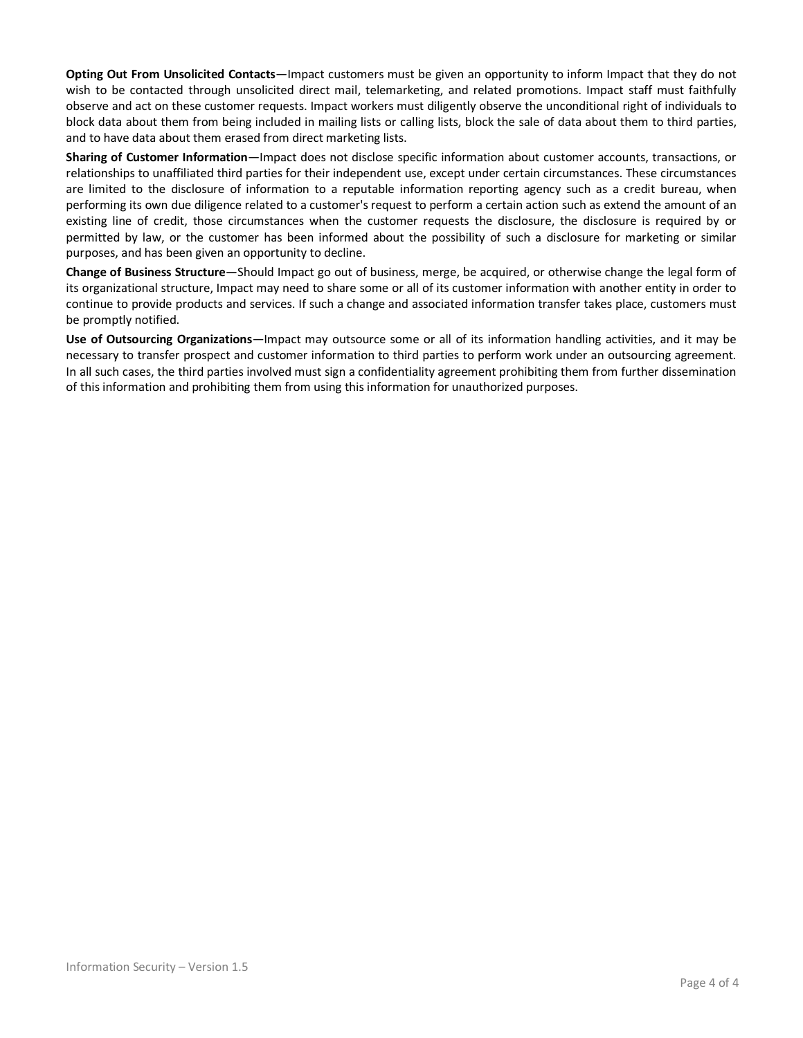**Opting Out From Unsolicited Contacts**—Impact customers must be given an opportunity to inform Impact that they do not wish to be contacted through unsolicited direct mail, telemarketing, and related promotions. Impact staff must faithfully observe and act on these customer requests. Impact workers must diligently observe the unconditional right of individuals to block data about them from being included in mailing lists or calling lists, block the sale of data about them to third parties, and to have data about them erased from direct marketing lists.

**Sharing of Customer Information**—Impact does not disclose specific information about customer accounts, transactions, or relationships to unaffiliated third parties for their independent use, except under certain circumstances. These circumstances are limited to the disclosure of information to a reputable information reporting agency such as a credit bureau, when performing its own due diligence related to a customer's request to perform a certain action such as extend the amount of an existing line of credit, those circumstances when the customer requests the disclosure, the disclosure is required by or permitted by law, or the customer has been informed about the possibility of such a disclosure for marketing or similar purposes, and has been given an opportunity to decline.

**Change of Business Structure**—Should Impact go out of business, merge, be acquired, or otherwise change the legal form of its organizational structure, Impact may need to share some or all of its customer information with another entity in order to continue to provide products and services. If such a change and associated information transfer takes place, customers must be promptly notified.

**Use of Outsourcing Organizations**—Impact may outsource some or all of its information handling activities, and it may be necessary to transfer prospect and customer information to third parties to perform work under an outsourcing agreement. In all such cases, the third parties involved must sign a confidentiality agreement prohibiting them from further dissemination of this information and prohibiting them from using this information for unauthorized purposes.